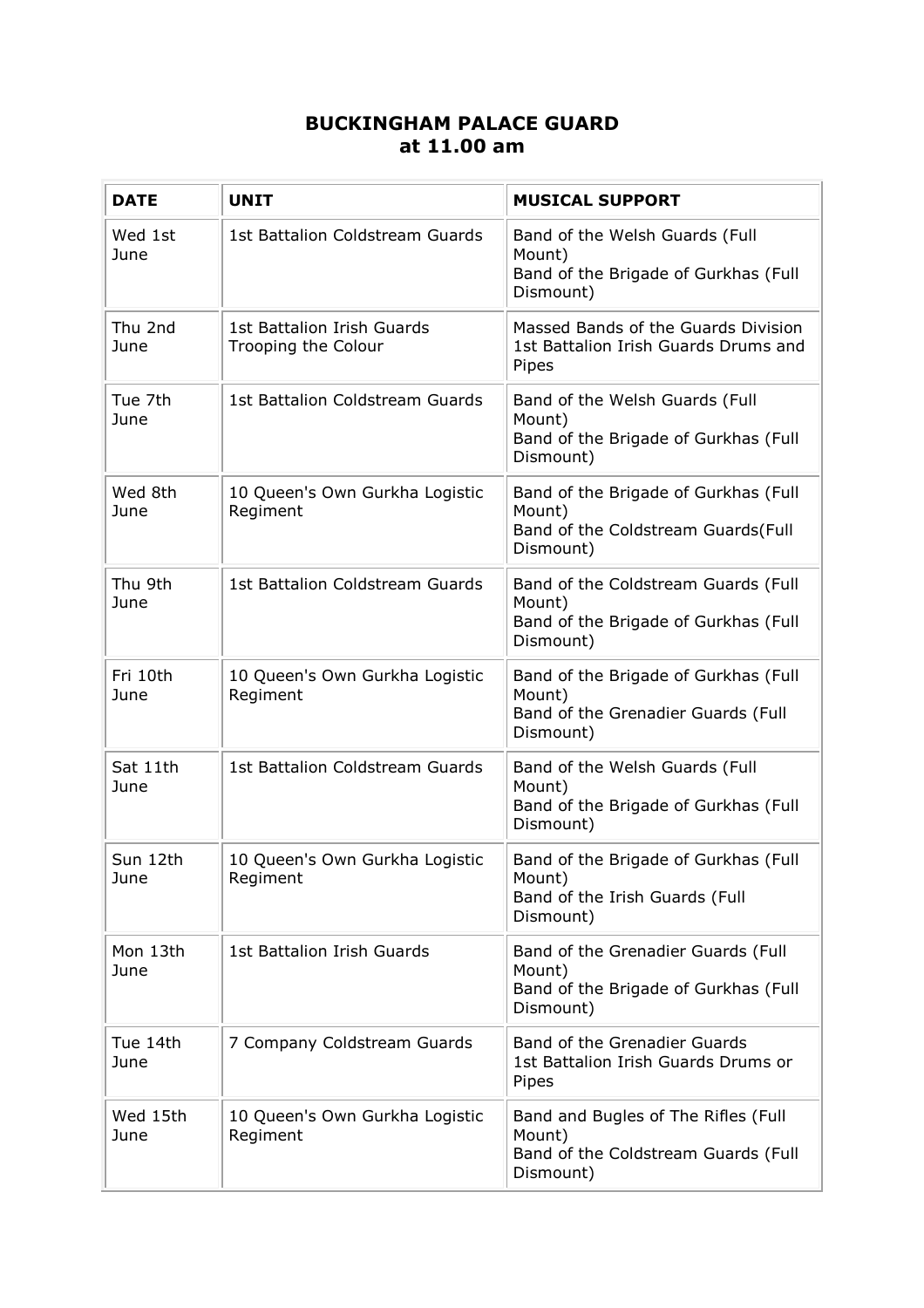# BUCKINGHAM PALACE GUARD at 11.00 am

| DATE | UNIT | MUSICAL SUPPORT |
|---|---|---|
| Wed 1st June | 1st Battalion Coldstream Guards | Band of the Welsh Guards (Full Mount)<br>Band of the Brigade of Gurkhas (Full Dismount) |
| Thu 2nd June | 1st Battalion Irish Guards<br>Trooping the Colour | Massed Bands of the Guards Division<br>1st Battalion Irish Guards Drums and Pipes |
| Tue 7th June | 1st Battalion Coldstream Guards | Band of the Welsh Guards (Full Mount)<br>Band of the Brigade of Gurkhas (Full Dismount) |
| Wed 8th June | 10 Queen's Own Gurkha Logistic Regiment | Band of the Brigade of Gurkhas (Full Mount)<br>Band of the Coldstream Guards(Full Dismount) |
| Thu 9th June | 1st Battalion Coldstream Guards | Band of the Coldstream Guards (Full Mount)<br>Band of the Brigade of Gurkhas (Full Dismount) |
| Fri 10th June | 10 Queen's Own Gurkha Logistic Regiment | Band of the Brigade of Gurkhas (Full Mount)<br>Band of the Grenadier Guards (Full Dismount) |
| Sat 11th June | 1st Battalion Coldstream Guards | Band of the Welsh Guards (Full Mount)<br>Band of the Brigade of Gurkhas (Full Dismount) |
| Sun 12th June | 10 Queen's Own Gurkha Logistic Regiment | Band of the Brigade of Gurkhas (Full Mount)<br>Band of the Irish Guards (Full Dismount) |
| Mon 13th June | 1st Battalion Irish Guards | Band of the Grenadier Guards (Full Mount)<br>Band of the Brigade of Gurkhas (Full Dismount) |
| Tue 14th June | 7 Company Coldstream Guards | Band of the Grenadier Guards<br>1st Battalion Irish Guards Drums or Pipes |
| Wed 15th June | 10 Queen's Own Gurkha Logistic Regiment | Band and Bugles of The Rifles (Full Mount)<br>Band of the Coldstream Guards (Full Dismount) |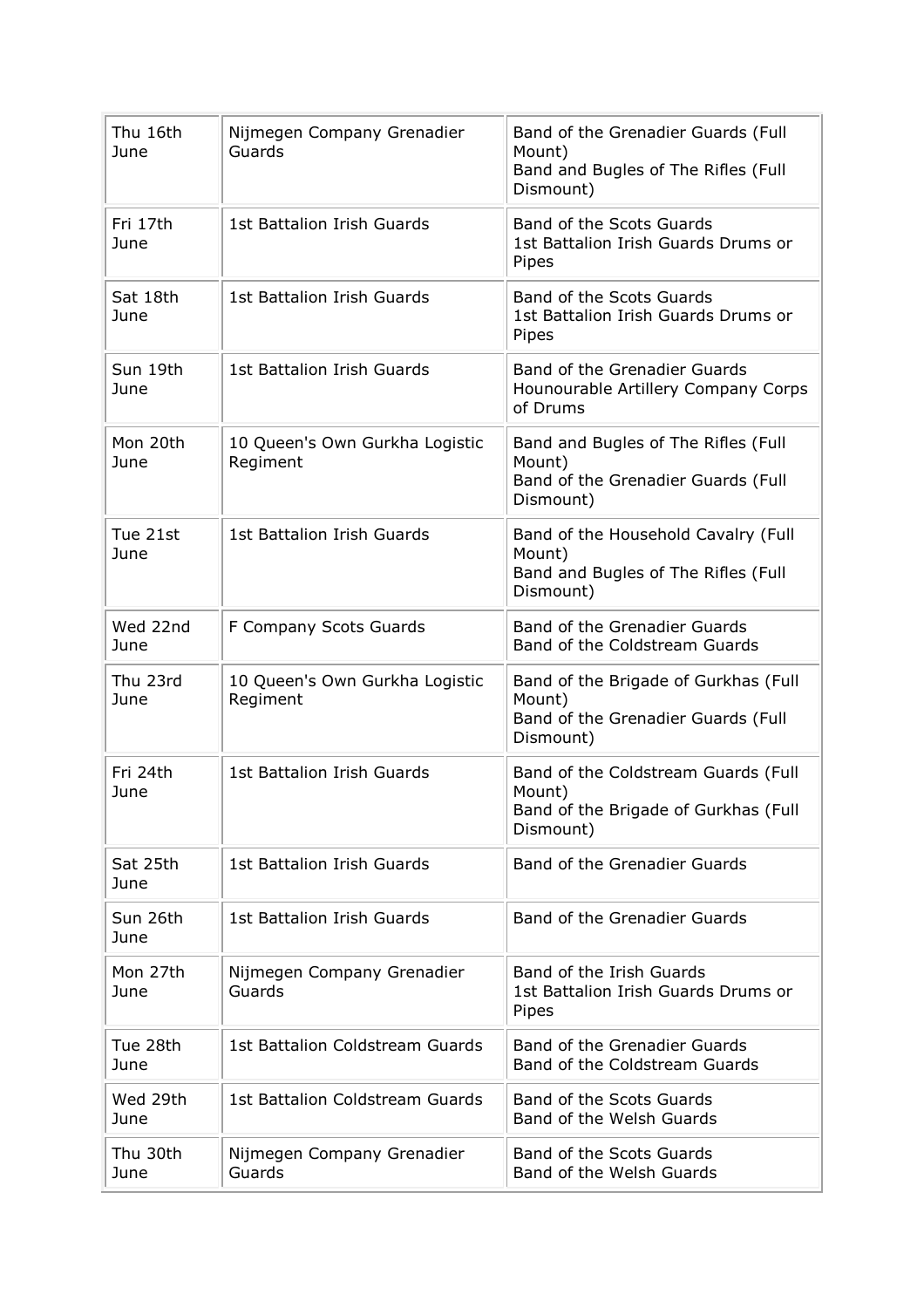| Thu 16th June | Nijmegen Company Grenadier Guards | Band of the Grenadier Guards (Full Mount)<br>Band and Bugles of The Rifles (Full Dismount) |
|---|---|---|
| Fri 17th June | 1st Battalion Irish Guards | Band of the Scots Guards<br>1st Battalion Irish Guards Drums or Pipes |
| Sat 18th June | 1st Battalion Irish Guards | Band of the Scots Guards<br>1st Battalion Irish Guards Drums or Pipes |
| Sun 19th June | 1st Battalion Irish Guards | Band of the Grenadier Guards<br>Hounourable Artillery Company Corps of Drums |
| Mon 20th June | 10 Queen's Own Gurkha Logistic Regiment | Band and Bugles of The Rifles (Full Mount)<br>Band of the Grenadier Guards (Full Dismount) |
| Tue 21st June | 1st Battalion Irish Guards | Band of the Household Cavalry (Full Mount)<br>Band and Bugles of The Rifles (Full Dismount) |
| Wed 22nd June | F Company Scots Guards | Band of the Grenadier Guards<br>Band of the Coldstream Guards |
| Thu 23rd June | 10 Queen's Own Gurkha Logistic Regiment | Band of the Brigade of Gurkhas (Full Mount)<br>Band of the Grenadier Guards (Full Dismount) |
| Fri 24th June | 1st Battalion Irish Guards | Band of the Coldstream Guards (Full Mount)<br>Band of the Brigade of Gurkhas (Full Dismount) |
| Sat 25th June | 1st Battalion Irish Guards | Band of the Grenadier Guards |
| Sun 26th June | 1st Battalion Irish Guards | Band of the Grenadier Guards |
| Mon 27th June | Nijmegen Company Grenadier Guards | Band of the Irish Guards<br>1st Battalion Irish Guards Drums or Pipes |
| Tue 28th June | 1st Battalion Coldstream Guards | Band of the Grenadier Guards<br>Band of the Coldstream Guards |
| Wed 29th June | 1st Battalion Coldstream Guards | Band of the Scots Guards<br>Band of the Welsh Guards |
| Thu 30th June | Nijmegen Company Grenadier Guards | Band of the Scots Guards<br>Band of the Welsh Guards |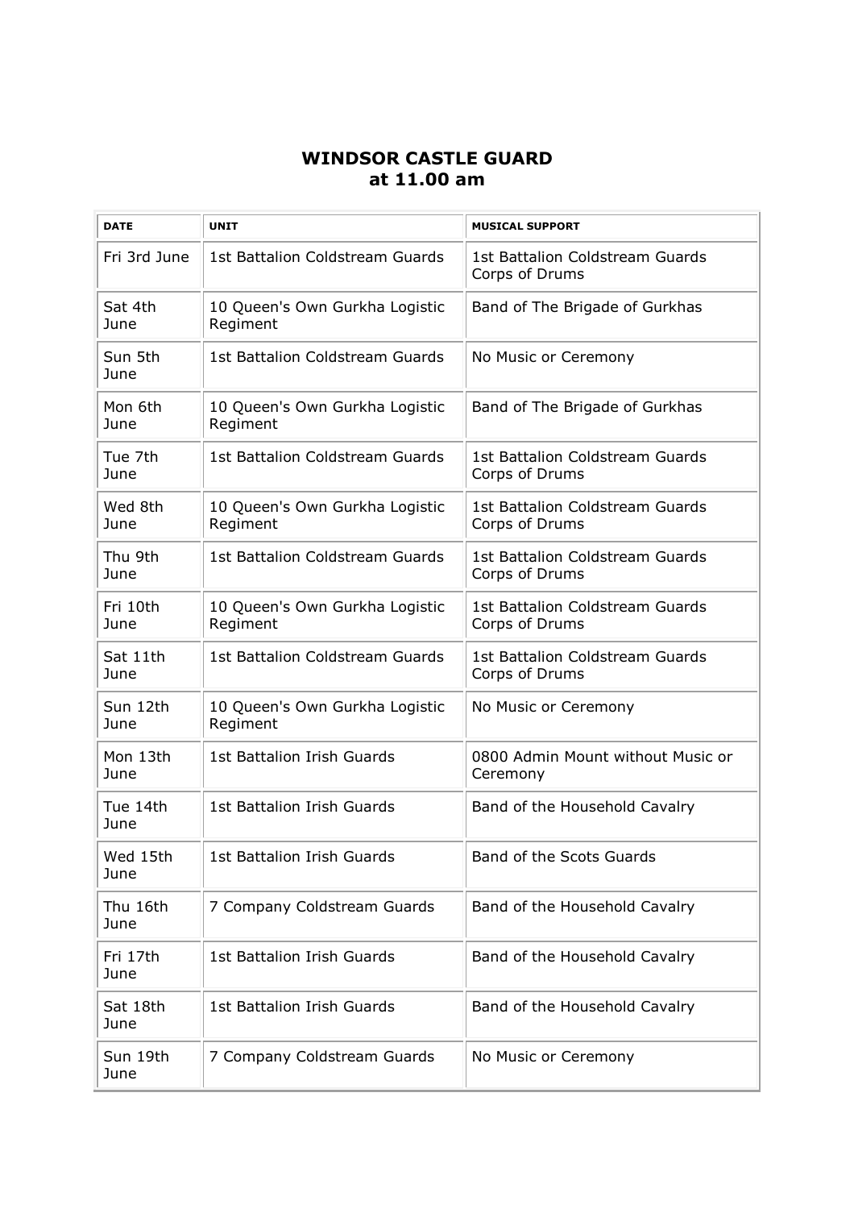## WINDSOR CASTLE GUARD
## at 11.00 am

| DATE | UNIT | MUSICAL SUPPORT |
|---|---|---|
| Fri 3rd June | 1st Battalion Coldstream Guards | 1st Battalion Coldstream Guards Corps of Drums |
| Sat 4th June | 10 Queen's Own Gurkha Logistic Regiment | Band of The Brigade of Gurkhas |
| Sun 5th June | 1st Battalion Coldstream Guards | No Music or Ceremony |
| Mon 6th June | 10 Queen's Own Gurkha Logistic Regiment | Band of The Brigade of Gurkhas |
| Tue 7th June | 1st Battalion Coldstream Guards | 1st Battalion Coldstream Guards Corps of Drums |
| Wed 8th June | 10 Queen's Own Gurkha Logistic Regiment | 1st Battalion Coldstream Guards Corps of Drums |
| Thu 9th June | 1st Battalion Coldstream Guards | 1st Battalion Coldstream Guards Corps of Drums |
| Fri 10th June | 10 Queen's Own Gurkha Logistic Regiment | 1st Battalion Coldstream Guards Corps of Drums |
| Sat 11th June | 1st Battalion Coldstream Guards | 1st Battalion Coldstream Guards Corps of Drums |
| Sun 12th June | 10 Queen's Own Gurkha Logistic Regiment | No Music or Ceremony |
| Mon 13th June | 1st Battalion Irish Guards | 0800 Admin Mount without Music or Ceremony |
| Tue 14th June | 1st Battalion Irish Guards | Band of the Household Cavalry |
| Wed 15th June | 1st Battalion Irish Guards | Band of the Scots Guards |
| Thu 16th June | 7 Company Coldstream Guards | Band of the Household Cavalry |
| Fri 17th June | 1st Battalion Irish Guards | Band of the Household Cavalry |
| Sat 18th June | 1st Battalion Irish Guards | Band of the Household Cavalry |
| Sun 19th June | 7 Company Coldstream Guards | No Music or Ceremony |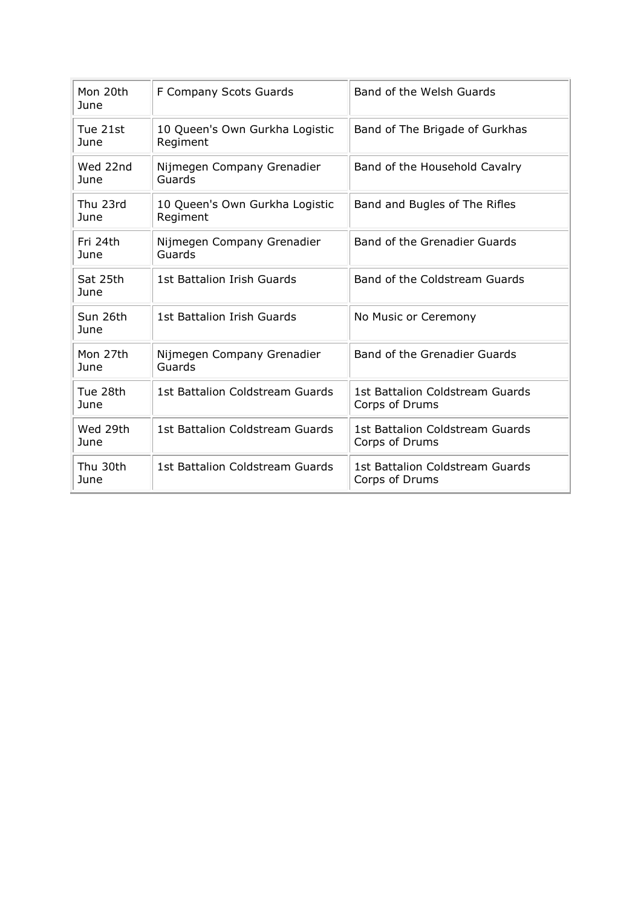| | | |
|---|---|---|
| Mon 20th June | F Company Scots Guards | Band of the Welsh Guards |
| Tue 21st June | 10 Queen's Own Gurkha Logistic Regiment | Band of The Brigade of Gurkhas |
| Wed 22nd June | Nijmegen Company Grenadier Guards | Band of the Household Cavalry |
| Thu 23rd June | 10 Queen's Own Gurkha Logistic Regiment | Band and Bugles of The Rifles |
| Fri 24th June | Nijmegen Company Grenadier Guards | Band of the Grenadier Guards |
| Sat 25th June | 1st Battalion Irish Guards | Band of the Coldstream Guards |
| Sun 26th June | 1st Battalion Irish Guards | No Music or Ceremony |
| Mon 27th June | Nijmegen Company Grenadier Guards | Band of the Grenadier Guards |
| Tue 28th June | 1st Battalion Coldstream Guards | 1st Battalion Coldstream Guards Corps of Drums |
| Wed 29th June | 1st Battalion Coldstream Guards | 1st Battalion Coldstream Guards Corps of Drums |
| Thu 30th June | 1st Battalion Coldstream Guards | 1st Battalion Coldstream Guards Corps of Drums |